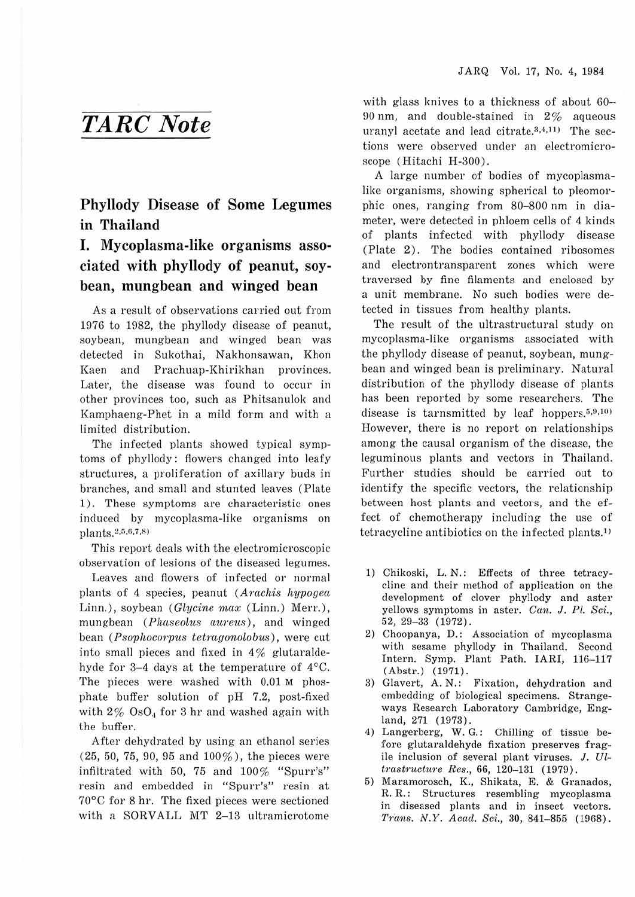# TARC Note

## Phyllody Disease of Some Legumes in Thailand

### I. Mycoplasma-like organisms associated with phyllody of peanut, soybean, mungbean and winged bean

As a result of observations carried out from 1976 to 1982, the phyllody disease of peanut, soybean, mungbean and winged bean was detected in Sukothai, Nakhonsawan, Khon Kaen and Prachuap-Khirikhan provinces. Later, the disease was found to occur in other provinces too, such as Phitsanulok and Kamphaeng-Phet in a mild form and with a limited distribution.

The infected plants showed typical symptoms of phyllody: flowers changed into leafy structures, a proliferation of axillary buds in branches, and small and stunted leaves (Plate 1). These symptoms are characteristic ones induced by mycoplasma-like organisms on plants.[2,5,6,7,8]

This report deals with the electromicroscopic observation of lesions of the diseased legumes.

Leaves and flowers of infected or normal plants of 4 species, peanut (*Arachis hypogea* Linn.), soybean (*Glycine max* (Linn.) Merr.), mungbean (*Phaseolus aureus*), and winged bean (*Psophocorpus tetragonolobus*), were cut into small pieces and fixed in 4% glutaraldehyde for 3–4 days at the temperature of 4°C. The pieces were washed with 0.01 M phosphate buffer solution of pH 7.2, post-fixed with 2% $OsO_4$ for 3 hr and washed again with the buffer.

After dehydrated by using an ethanol series (25, 50, 75, 90, 95 and 100%), the pieces were infiltrated with 50, 75 and 100% "Spurr's" resin and embedded in "Spurr's" resin at 70°C for 8 hr. The fixed pieces were sectioned with a SORVALL MT 2–13 ultramicrotome with glass knives to a thickness of about 60–90 nm, and double-stained in 2% aqueous uranyl acetate and lead citrate.[3,4,11] The sections were observed under an electromicroscope (Hitachi H-300).

A large number of bodies of mycoplasma-like organisms, showing spherical to pleomorphic ones, ranging from 80–800 nm in diameter, were detected in phloem cells of 4 kinds of plants infected with phyllody disease (Plate 2). The bodies contained ribosomes and electrontransparent zones which were traversed by fine filaments and enclosed by a unit membrane. No such bodies were detected in tissues from healthy plants.

The result of the ultrastructural study on mycoplasma-like organisms associated with the phyllody disease of peanut, soybean, mungbean and winged bean is preliminary. Natural distribution of the phyllody disease of plants has been reported by some researchers. The disease is tarnsmitted by leaf hoppers.[5,9,10] However, there is no report on relationships among the causal organism of the disease, the leguminous plants and vectors in Thailand. Further studies should be carried out to identify the specific vectors, the relationship between host plants and vectors, and the effect of chemotherapy including the use of tetracycline antibiotics on the infected plants.[1]

1) Chikoski, L. N.: Effects of three tetracycline and their method of application on the development of clover phyllody and aster yellows symptoms in aster. *Can. J. Pl. Sci.*, 52, 29–33 (1972).
2) Choopanya, D.: Association of mycoplasma with sesame phyllody in Thailand. Second Intern. Symp. Plant Path. IARI, 116–117 (Abstr.) (1971).
3) Glavert, A. N.: Fixation, dehydration and embedding of biological specimens. Strangeways Research Laboratory Cambridge, England, 271 (1973).
4) Langerberg, W. G.: Chilling of tissue before glutaraldehyde fixation preserves fragile inclusion of several plant viruses. *J. Ultrastructure Res.*, 66, 120–131 (1979).
5) Maramorosch, K., Shikata, E. & Granados, R. R.: Structures resembling mycoplasma in diseased plants and in insect vectors. *Trans. N.Y. Acad. Sci.*, 30, 841–855 (1968).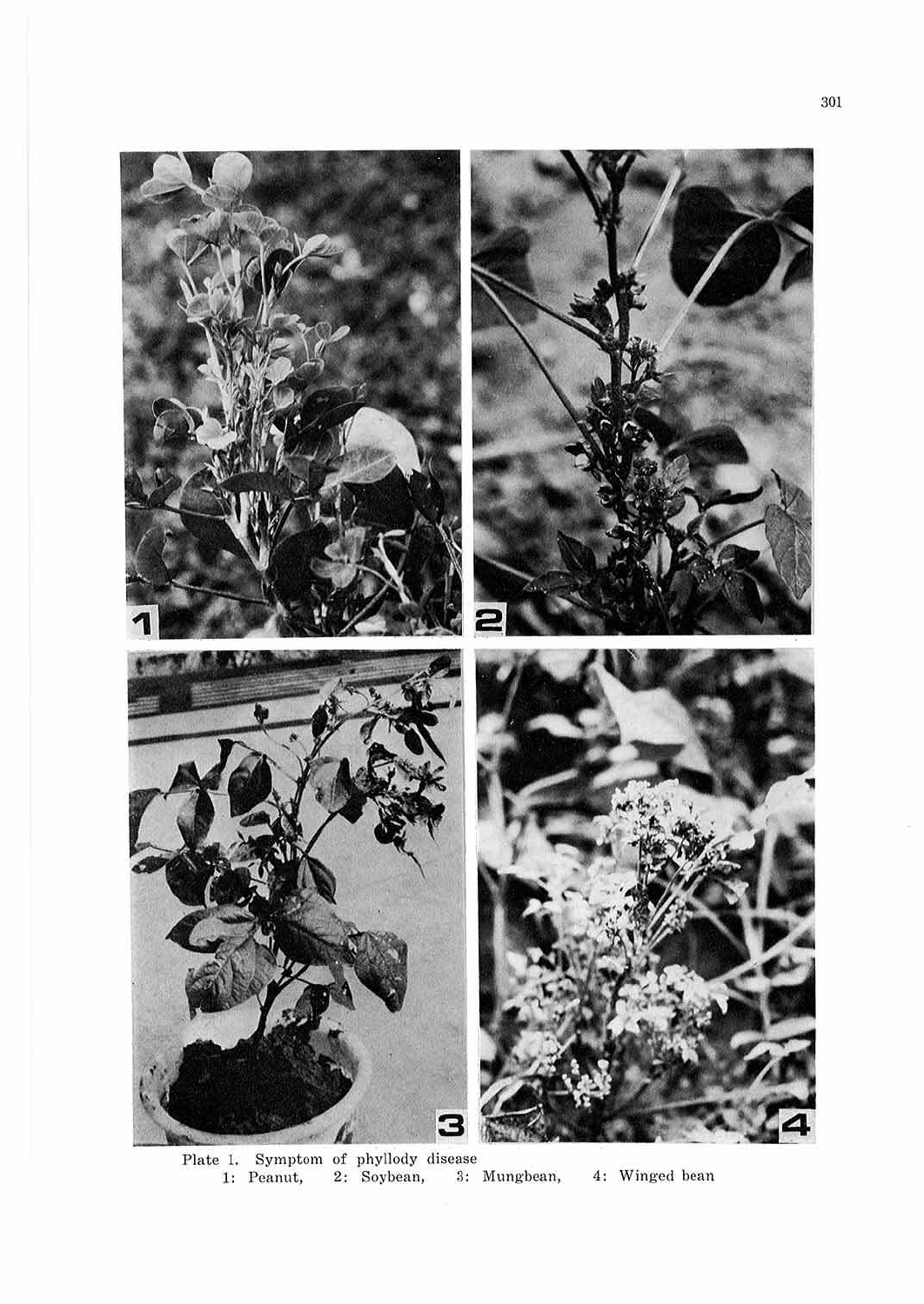Plate 1. Symptom of phyllody disease
1: Peanut, 2: Soybean, 3: Mungbean, 4: Winged bean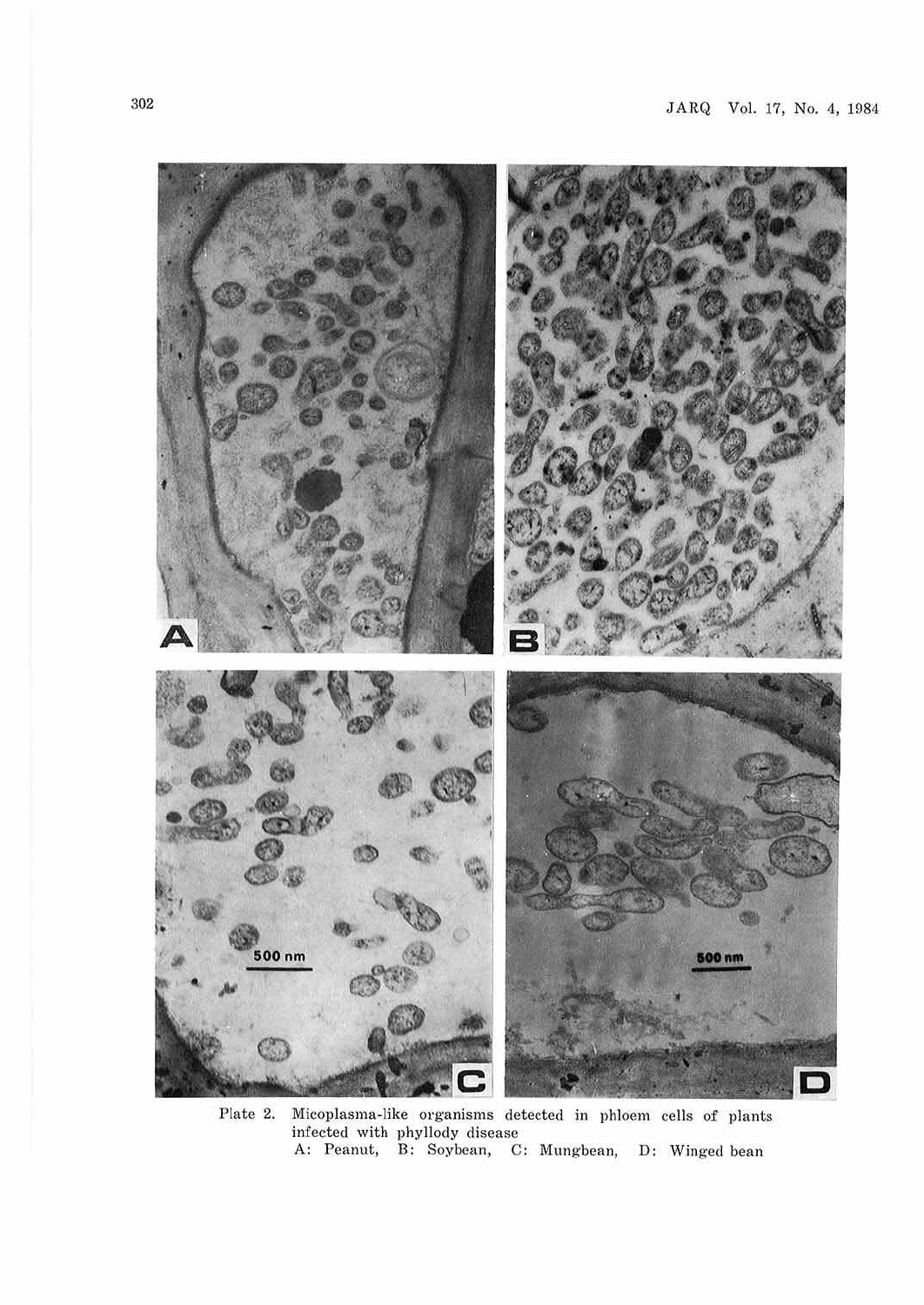Plate 2. Micoplasma-like organisms detected in phloem cells of plants infected with phyllody disease
A: Peanut, B: Soybean, C: Mungbean, D: Winged bean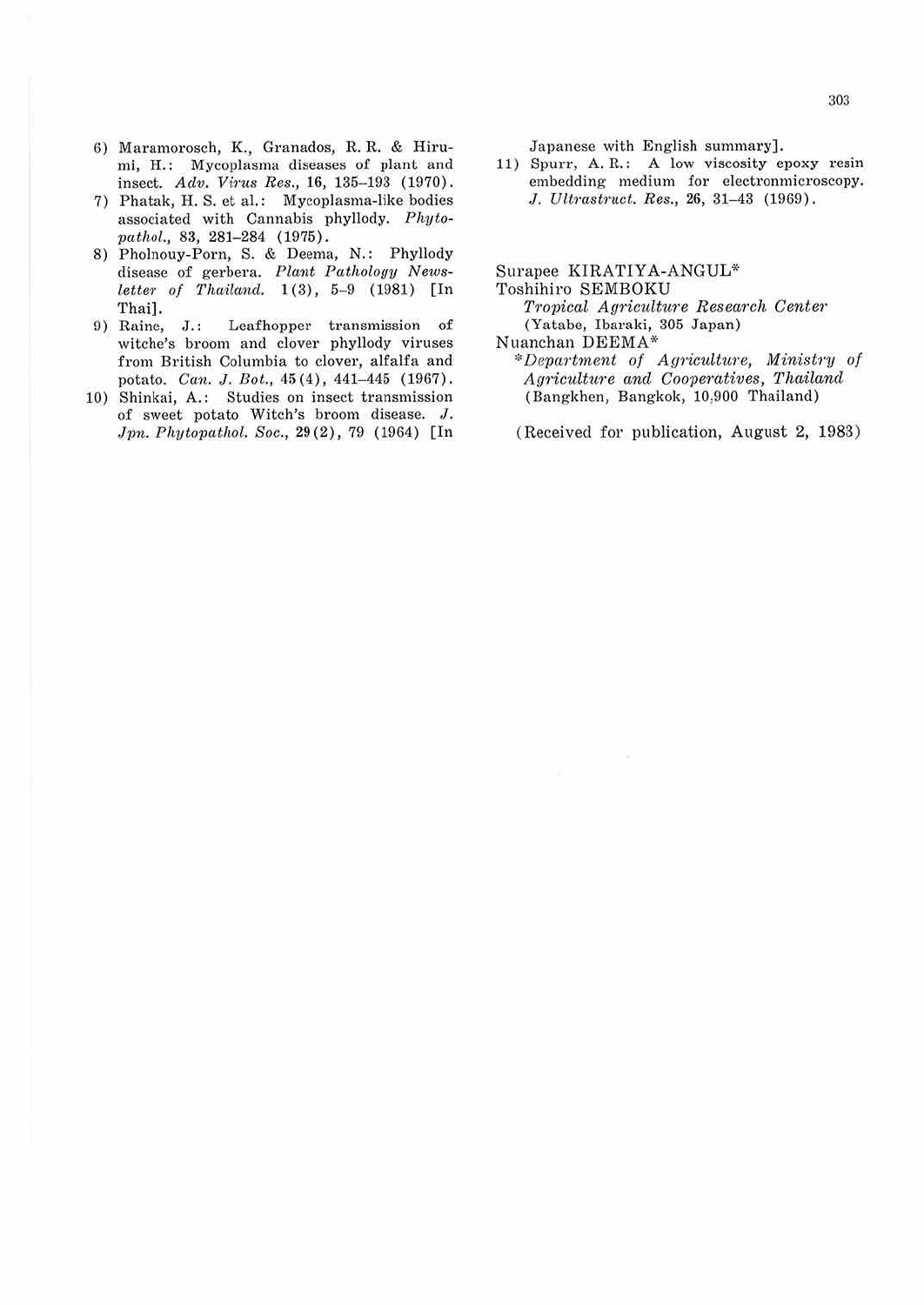6) Maramorosch, K., Granados, R. R. & Hirumi, H.: Mycoplasma diseases of plant and insect. *Adv. Virus Res.*, **16**, 135–193 (1970).
7) Phatak, H. S. et al.: Mycoplasma-like bodies associated with Cannabis phyllody. *Phytopathol.*, **83**, 281–284 (1975).
8) Pholnouy-Porn, S. & Deema, N.: Phyllody disease of gerbera. *Plant Pathology Newsletter of Thailand.* **1**(3), 5–9 (1981) [In Thai].
9) Raine, J.: Leafhopper transmission of witche's broom and clover phyllody viruses from British Columbia to clover, alfalfa and potato. *Can. J. Bot.*, **45**(4), 441–445 (1967).
10) Shinkai, A.: Studies on insect transmission of sweet potato Witch's broom disease. *J. Jpn. Phytopathol. Soc.*, **29**(2), 79 (1964) [In Japanese with English summary].
11) Spurr, A. R.: A low viscosity epoxy resin embedding medium for electronmicroscopy. *J. Ultrastruct. Res.*, **26**, 31–43 (1969).

Surapee KIRATIYA-ANGUL*
Toshihiro SEMBOKU
*Tropical Agriculture Research Center*
(Yatabe, Ibaraki, 305 Japan)
Nuanchan DEEMA*
*Department of Agriculture, Ministry of Agriculture and Cooperatives, Thailand*
(Bangkhen, Bangkok, 10,900 Thailand)

(Received for publication, August 2, 1983)